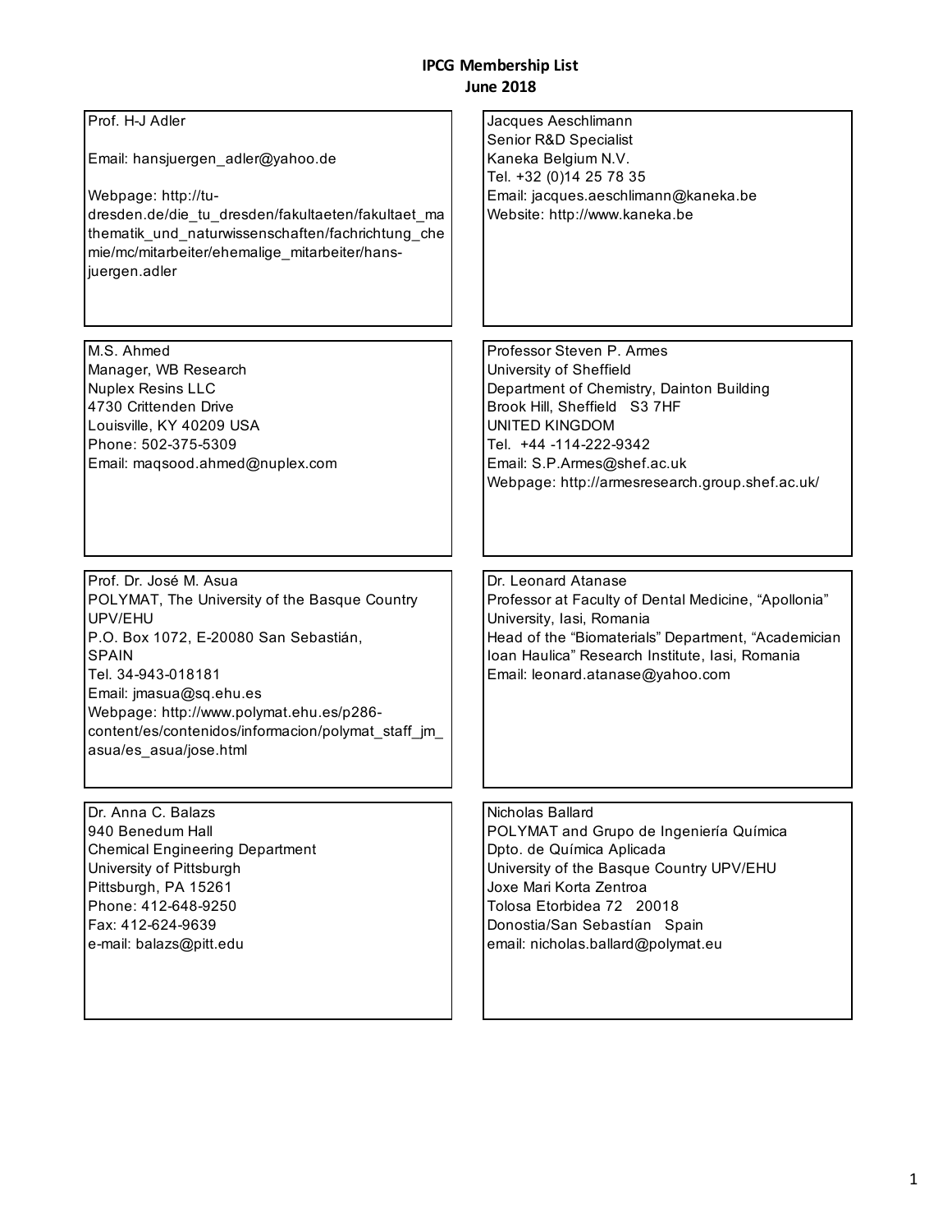# IPCG Membership List
## June 2018

Prof. H-J Adler

Email: hansjuergen_adler@yahoo.de

Webpage: http://tu-dresden.de/die_tu_dresden/fakultaeten/fakultaet_mathematik_und_naturwissenschaften/fachrichtung_chemie/mc/mitarbeiter/ehemalige_mitarbeiter/hans-juergen.adler

---

Jacques Aeschlimann
Senior R&D Specialist
Kaneka Belgium N.V.
Tel. +32 (0)14 25 78 35
Email: jacques.aeschlimann@kaneka.be
Website: http://www.kaneka.be

---

M.S. Ahmed
Manager, WB Research
Nuplex Resins LLC
4730 Crittenden Drive
Louisville, KY 40209 USA
Phone: 502-375-5309
Email: maqsood.ahmed@nuplex.com

---

Professor Steven P. Armes
University of Sheffield
Department of Chemistry, Dainton Building
Brook Hill, Sheffield S3 7HF
UNITED KINGDOM
Tel. +44 -114-222-9342
Email: S.P.Armes@shef.ac.uk
Webpage: http://armesresearch.group.shef.ac.uk/

---

Prof. Dr. José M. Asua
POLYMAT, The University of the Basque Country UPV/EHU
P.O. Box 1072, E-20080 San Sebastián,
SPAIN
Tel. 34-943-018181
Email: jmasua@sq.ehu.es
Webpage: http://www.polymat.ehu.es/p286-content/es/contenidos/informacion/polymat_staff_jm_asua/es_asua/jose.html

---

Dr. Leonard Atanase
Professor at Faculty of Dental Medicine, "Apollonia" University, Iasi, Romania
Head of the "Biomaterials" Department, "Academician Ioan Haulica" Research Institute, Iasi, Romania
Email: leonard.atanase@yahoo.com

---

Dr. Anna C. Balazs
940 Benedum Hall
Chemical Engineering Department
University of Pittsburgh
Pittsburgh, PA 15261
Phone: 412-648-9250
Fax: 412-624-9639
e-mail: balazs@pitt.edu

---

Nicholas Ballard
POLYMAT and Grupo de Ingeniería Química
Dpto. de Química Aplicada
University of the Basque Country UPV/EHU
Joxe Mari Korta Zentroa
Tolosa Etorbidea 72 20018
Donostia/San Sebastían Spain
email: nicholas.ballard@polymat.eu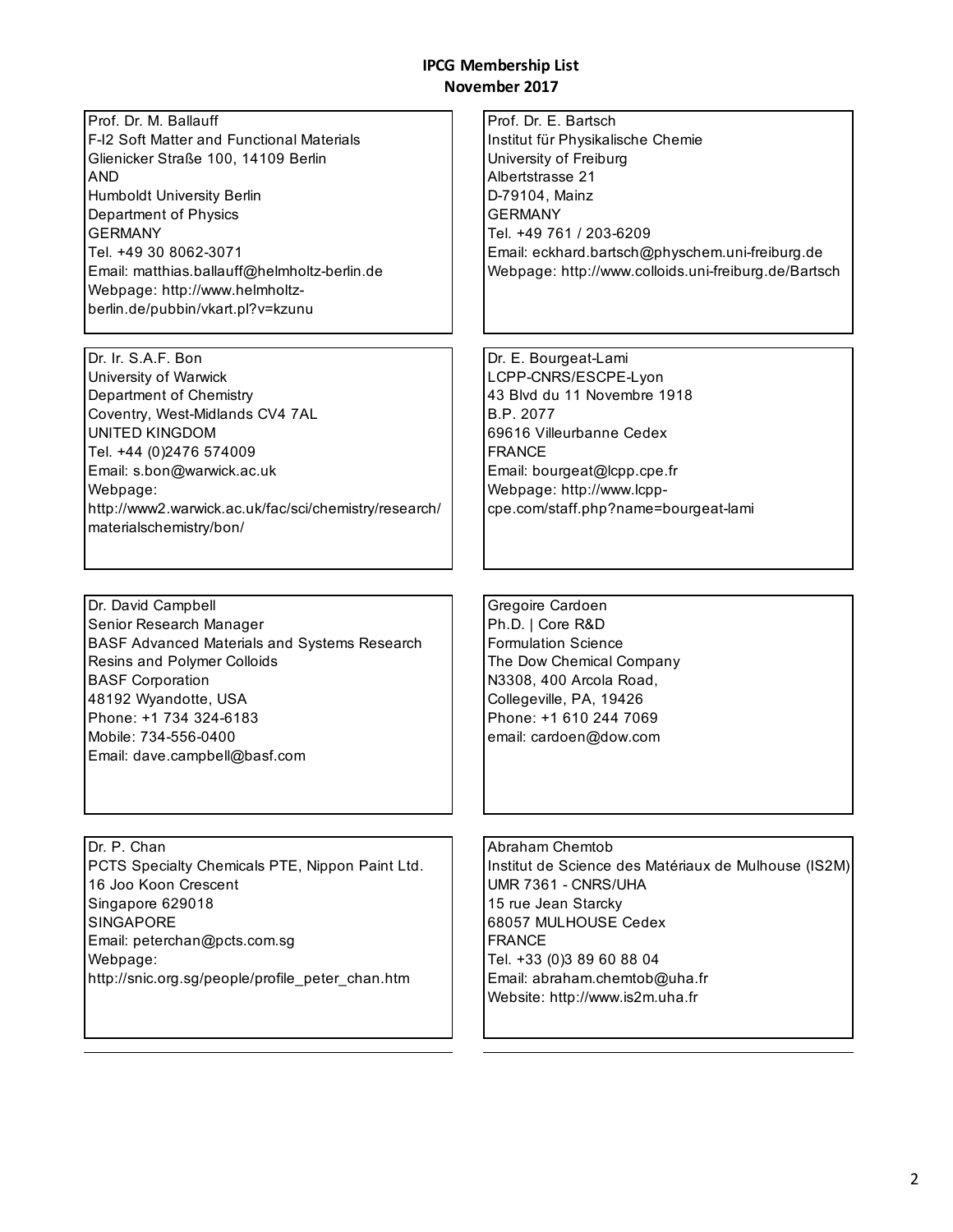# IPCG Membership List
## November 2017

Prof. Dr. M. Ballauff
F-I2 Soft Matter and Functional Materials
Glienicker Straße 100, 14109 Berlin
AND
Humboldt University Berlin
Department of Physics
GERMANY
Tel. +49 30 8062-3071
Email: matthias.ballauff@helmholtz-berlin.de
Webpage: http://www.helmholtz-berlin.de/pubbin/vkart.pl?v=kzunu

Prof. Dr. E. Bartsch
Institut für Physikalische Chemie
University of Freiburg
Albertstrasse 21
D-79104, Mainz
GERMANY
Tel. +49 761 / 203-6209
Email: eckhard.bartsch@physchem.uni-freiburg.de
Webpage: http://www.colloids.uni-freiburg.de/Bartsch

Dr. Ir. S.A.F. Bon
University of Warwick
Department of Chemistry
Coventry, West-Midlands CV4 7AL
UNITED KINGDOM
Tel. +44 (0)2476 574009
Email: s.bon@warwick.ac.uk
Webpage:
http://www2.warwick.ac.uk/fac/sci/chemistry/research/materialschemistry/bon/

Dr. E. Bourgeat-Lami
LCPP-CNRS/ESCPE-Lyon
43 Blvd du 11 Novembre 1918
B.P. 2077
69616 Villeurbanne Cedex
FRANCE
Email: bourgeat@lcpp.cpe.fr
Webpage: http://www.lcpp-cpe.com/staff.php?name=bourgeat-lami

Dr. David Campbell
Senior Research Manager
BASF Advanced Materials and Systems Research
Resins and Polymer Colloids
BASF Corporation
48192 Wyandotte, USA
Phone: +1 734 324-6183
Mobile: 734-556-0400
Email: dave.campbell@basf.com

Gregoire Cardoen
Ph.D. | Core R&D
Formulation Science
The Dow Chemical Company
N3308, 400 Arcola Road,
Collegeville, PA, 19426
Phone: +1 610 244 7069
email: cardoen@dow.com

Dr. P. Chan
PCTS Specialty Chemicals PTE, Nippon Paint Ltd.
16 Joo Koon Crescent
Singapore 629018
SINGAPORE
Email: peterchan@pcts.com.sg
Webpage:
http://snic.org.sg/people/profile_peter_chan.htm

Abraham Chemtob
Institut de Science des Matériaux de Mulhouse (IS2M)
UMR 7361 - CNRS/UHA
15 rue Jean Starcky
68057 MULHOUSE Cedex
FRANCE
Tel. +33 (0)3 89 60 88 04
Email: abraham.chemtob@uha.fr
Website: http://www.is2m.uha.fr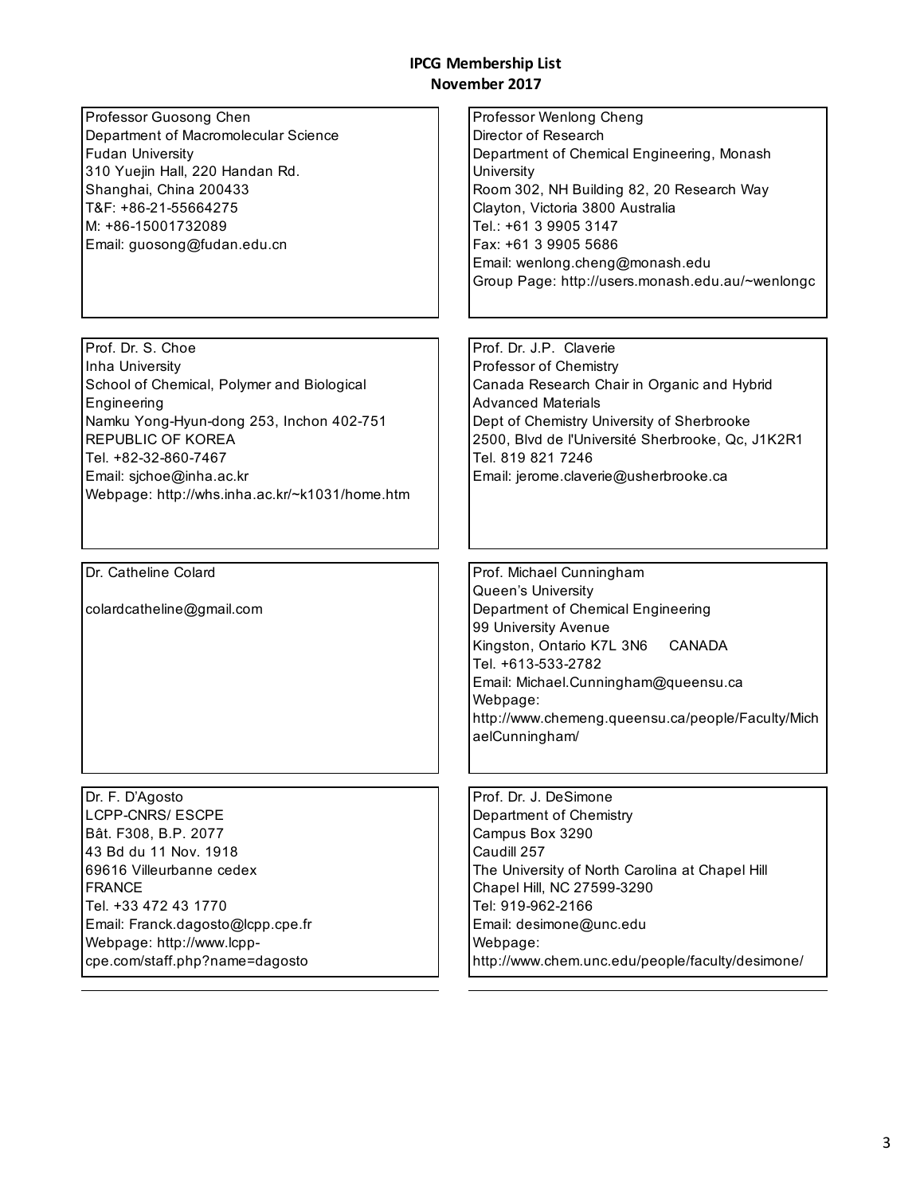**IPCG Membership List**
**November 2017**

Professor Guosong Chen
Department of Macromolecular Science
Fudan University
310 Yuejin Hall, 220 Handan Rd.
Shanghai, China 200433
T&F: +86-21-55664275
M: +86-15001732089
Email: guosong@fudan.edu.cn

Professor Wenlong Cheng
Director of Research
Department of Chemical Engineering, Monash University
Room 302, NH Building 82, 20 Research Way
Clayton, Victoria 3800 Australia
Tel.: +61 3 9905 3147
Fax: +61 3 9905 5686
Email: wenlong.cheng@monash.edu
Group Page: http://users.monash.edu.au/~wenlongc

Prof. Dr. S. Choe
Inha University
School of Chemical, Polymer and Biological Engineering
Namku Yong-Hyun-dong 253, Inchon 402-751
REPUBLIC OF KOREA
Tel. +82-32-860-7467
Email: sjchoe@inha.ac.kr
Webpage: http://whs.inha.ac.kr/~k1031/home.htm

Prof. Dr. J.P. Claverie
Professor of Chemistry
Canada Research Chair in Organic and Hybrid Advanced Materials
Dept of Chemistry University of Sherbrooke
2500, Blvd de l'Université Sherbrooke, Qc, J1K2R1
Tel. 819 821 7246
Email: jerome.claverie@usherbrooke.ca

Dr. Catheline Colard

colardcatheline@gmail.com

Prof. Michael Cunningham
Queen's University
Department of Chemical Engineering
99 University Avenue
Kingston, Ontario K7L 3N6 CANADA
Tel. +613-533-2782
Email: Michael.Cunningham@queensu.ca
Webpage: http://www.chemeng.queensu.ca/people/Faculty/MichaelCunningham/

Dr. F. D'Agosto
LCPP-CNRS/ ESCPE
Bât. F308, B.P. 2077
43 Bd du 11 Nov. 1918
69616 Villeurbanne cedex
FRANCE
Tel. +33 472 43 1770
Email: Franck.dagosto@lcpp.cpe.fr
Webpage: http://www.lcpp-cpe.com/staff.php?name=dagosto

Prof. Dr. J. DeSimone
Department of Chemistry
Campus Box 3290
Caudill 257
The University of North Carolina at Chapel Hill
Chapel Hill, NC 27599-3290
Tel: 919-962-2166
Email: desimone@unc.edu
Webpage: http://www.chem.unc.edu/people/faculty/desimone/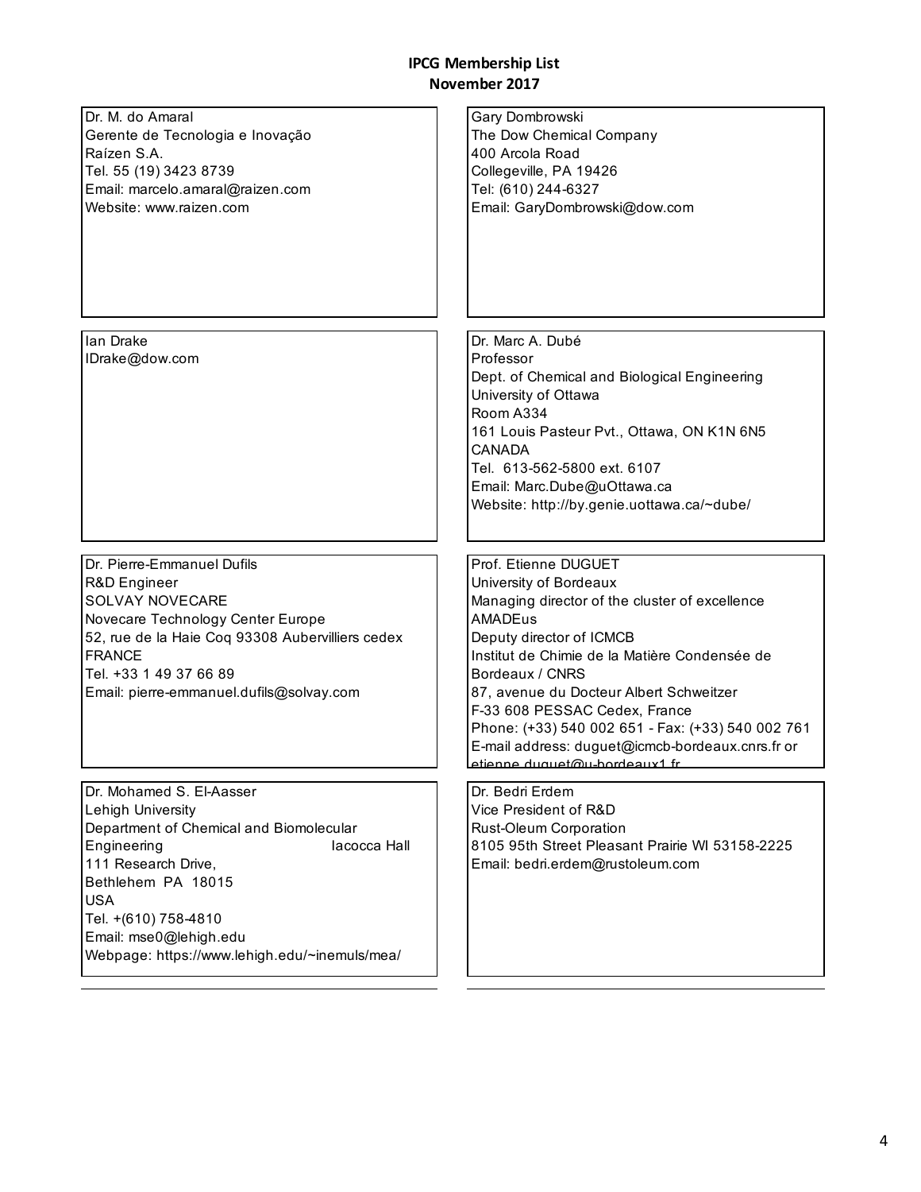**IPCG Membership List**
**November 2017**

Dr. M. do Amaral
Gerente de Tecnologia e Inovação
Raízen S.A.
Tel. 55 (19) 3423 8739
Email: marcelo.amaral@raizen.com
Website: www.raizen.com

Gary Dombrowski
The Dow Chemical Company
400 Arcola Road
Collegeville, PA 19426
Tel: (610) 244-6327
Email: GaryDombrowski@dow.com

Ian Drake
IDrake@dow.com

Dr. Marc A. Dubé
Professor
Dept. of Chemical and Biological Engineering
University of Ottawa
Room A334
161 Louis Pasteur Pvt., Ottawa, ON K1N 6N5
CANADA
Tel. 613-562-5800 ext. 6107
Email: Marc.Dube@uOttawa.ca
Website: http://by.genie.uottawa.ca/~dube/

Dr. Pierre-Emmanuel Dufils
R&D Engineer
SOLVAY NOVECARE
Novecare Technology Center Europe
52, rue de la Haie Coq 93308 Aubervilliers cedex
FRANCE
Tel. +33 1 49 37 66 89
Email: pierre-emmanuel.dufils@solvay.com

Prof. Etienne DUGUET
University of Bordeaux
Managing director of the cluster of excellence AMADEus
Deputy director of ICMCB
Institut de Chimie de la Matière Condensée de Bordeaux / CNRS
87, avenue du Docteur Albert Schweitzer
F-33 608 PESSAC Cedex, France
Phone: (+33) 540 002 651 - Fax: (+33) 540 002 761
E-mail address: duguet@icmcb-bordeaux.cnrs.fr or etienne.duguet@u-bordeaux1.fr

Dr. Mohamed S. El-Aasser
Lehigh University
Department of Chemical and Biomolecular Engineering Iacocca Hall
111 Research Drive,
Bethlehem PA 18015
USA
Tel. +(610) 758-4810
Email: mse0@lehigh.edu
Webpage: https://www.lehigh.edu/~inemuls/mea/

Dr. Bedri Erdem
Vice President of R&D
Rust-Oleum Corporation
8105 95th Street Pleasant Prairie WI 53158-2225
Email: bedri.erdem@rustoleum.com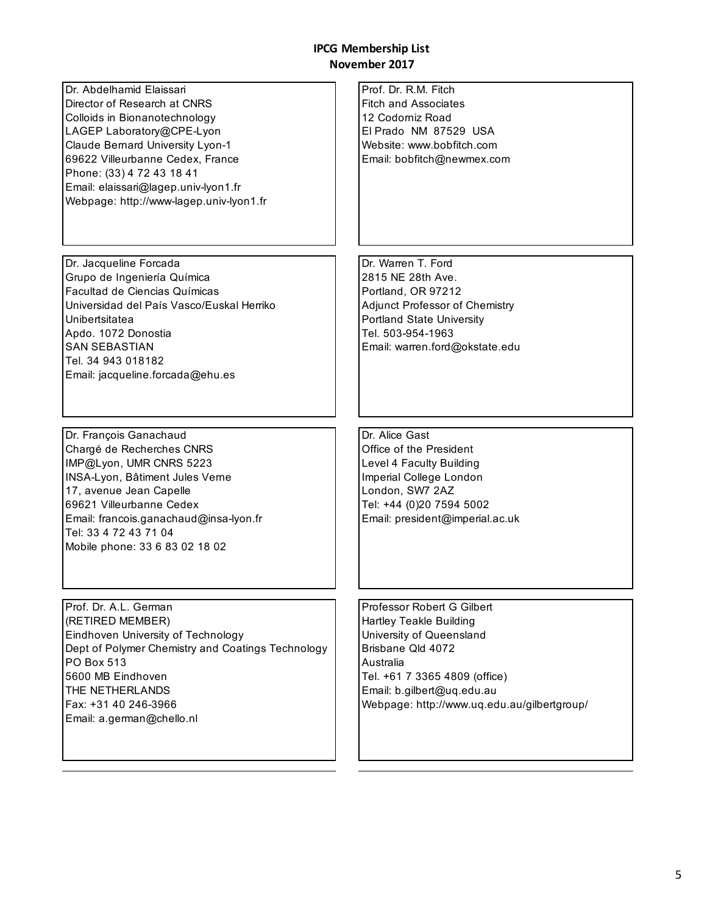# IPCG Membership List
## November 2017

Dr. Abdelhamid Elaissari
Director of Research at CNRS
Colloids in Bionanotechnology
LAGEP Laboratory@CPE-Lyon
Claude Bernard University Lyon-1
69622 Villeurbanne Cedex, France
Phone: (33) 4 72 43 18 41
Email: elaissari@lagep.univ-lyon1.fr
Webpage: http://www-lagep.univ-lyon1.fr

Prof. Dr. R.M. Fitch
Fitch and Associates
12 Codorniz Road
El Prado NM 87529 USA
Website: www.bobfitch.com
Email: bobfitch@newmex.com

Dr. Jacqueline Forcada
Grupo de Ingeniería Química
Facultad de Ciencias Químicas
Universidad del País Vasco/Euskal Herriko Unibertsitatea
Apdo. 1072 Donostia
SAN SEBASTIAN
Tel. 34 943 018182
Email: jacqueline.forcada@ehu.es

Dr. Warren T. Ford
2815 NE 28th Ave.
Portland, OR 97212
Adjunct Professor of Chemistry
Portland State University
Tel. 503-954-1963
Email: warren.ford@okstate.edu

Dr. François Ganachaud
Chargé de Recherches CNRS
IMP@Lyon, UMR CNRS 5223
INSA-Lyon, Bâtiment Jules Verne
17, avenue Jean Capelle
69621 Villeurbanne Cedex
Email: francois.ganachaud@insa-lyon.fr
Tel: 33 4 72 43 71 04
Mobile phone: 33 6 83 02 18 02

Dr. Alice Gast
Office of the President
Level 4 Faculty Building
Imperial College London
London, SW7 2AZ
Tel: +44 (0)20 7594 5002
Email: president@imperial.ac.uk

Prof. Dr. A.L. German
(RETIRED MEMBER)
Eindhoven University of Technology
Dept of Polymer Chemistry and Coatings Technology
PO Box 513
5600 MB Eindhoven
THE NETHERLANDS
Fax: +31 40 246-3966
Email: a.german@chello.nl

Professor Robert G Gilbert
Hartley Teakle Building
University of Queensland
Brisbane Qld 4072
Australia
Tel. +61 7 3365 4809 (office)
Email: b.gilbert@uq.edu.au
Webpage: http://www.uq.edu.au/gilbertgroup/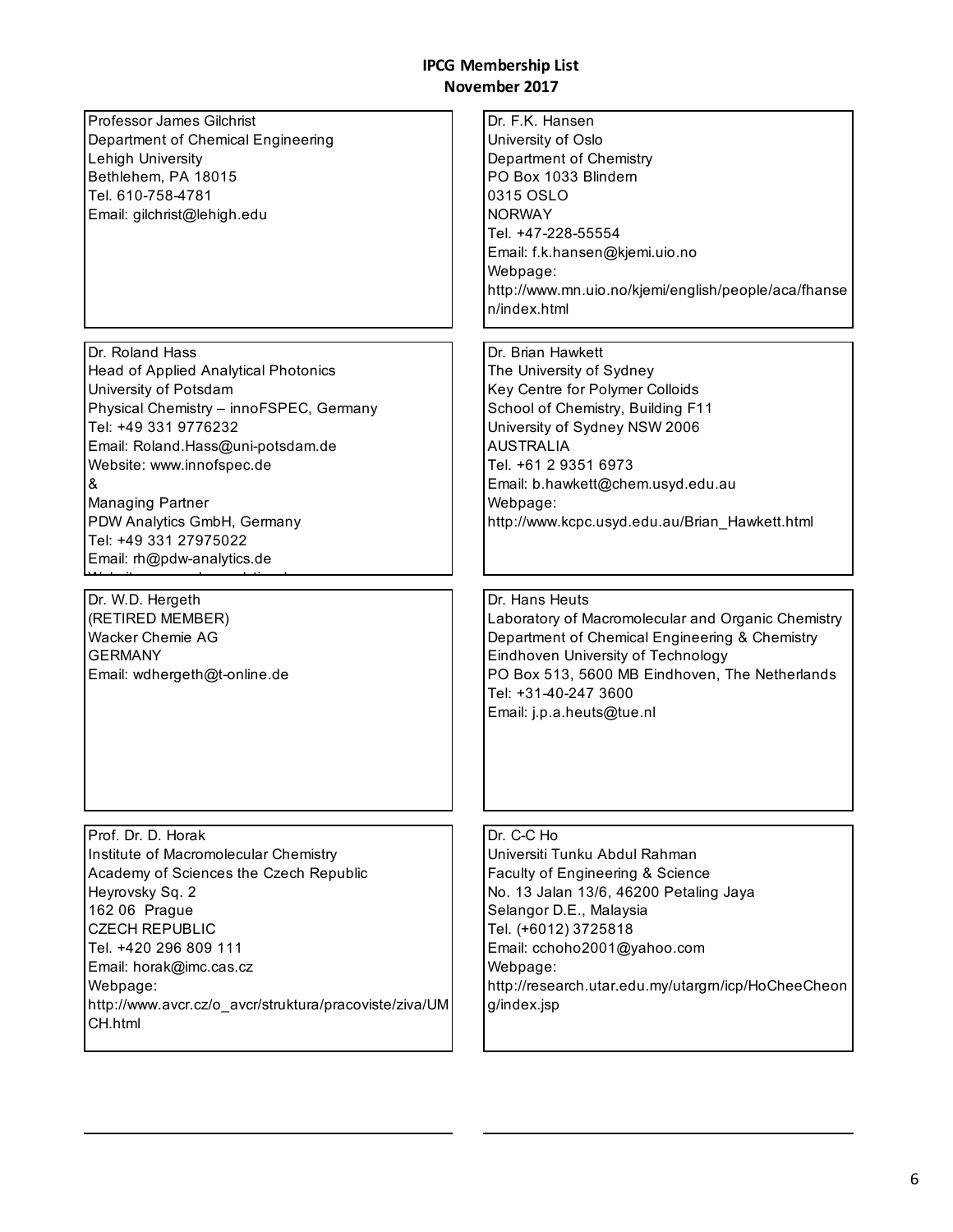## IPCG Membership List
## November 2017

Professor James Gilchrist
Department of Chemical Engineering
Lehigh University
Bethlehem, PA 18015
Tel. 610-758-4781
Email: gilchrist@lehigh.edu

Dr. F.K. Hansen
University of Oslo
Department of Chemistry
PO Box 1033 Blindern
0315 OSLO
NORWAY
Tel. +47-228-55554
Email: f.k.hansen@kjemi.uio.no
Webpage:
http://www.mn.uio.no/kjemi/english/people/aca/fhansen/index.html

Dr. Roland Hass
Head of Applied Analytical Photonics
University of Potsdam
Physical Chemistry – innoFSPEC, Germany
Tel: +49 331 9776232
Email: Roland.Hass@uni-potsdam.de
Website: www.innofspec.de
&
Managing Partner
PDW Analytics GmbH, Germany
Tel: +49 331 27975022
Email: rh@pdw-analytics.de

Dr. Brian Hawkett
The University of Sydney
Key Centre for Polymer Colloids
School of Chemistry, Building F11
University of Sydney NSW 2006
AUSTRALIA
Tel. +61 2 9351 6973
Email: b.hawkett@chem.usyd.edu.au
Webpage:
http://www.kcpc.usyd.edu.au/Brian_Hawkett.html

Dr. W.D. Hergeth
(RETIRED MEMBER)
Wacker Chemie AG
GERMANY
Email: wdhergeth@t-online.de

Dr. Hans Heuts
Laboratory of Macromolecular and Organic Chemistry
Department of Chemical Engineering & Chemistry
Eindhoven University of Technology
PO Box 513, 5600 MB Eindhoven, The Netherlands
Tel: +31-40-247 3600
Email: j.p.a.heuts@tue.nl

Prof. Dr. D. Horak
Institute of Macromolecular Chemistry
Academy of Sciences the Czech Republic
Heyrovsky Sq. 2
162 06 Prague
CZECH REPUBLIC
Tel. +420 296 809 111
Email: horak@imc.cas.cz
Webpage:
http://www.avcr.cz/o_avcr/struktura/pracoviste/ziva/UMCH.html

Dr. C-C Ho
Universiti Tunku Abdul Rahman
Faculty of Engineering & Science
No. 13 Jalan 13/6, 46200 Petaling Jaya
Selangor D.E., Malaysia
Tel. (+6012) 3725818
Email: cchoho2001@yahoo.com
Webpage:
http://research.utar.edu.my/utargm/icp/HoCheeCheong/index.jsp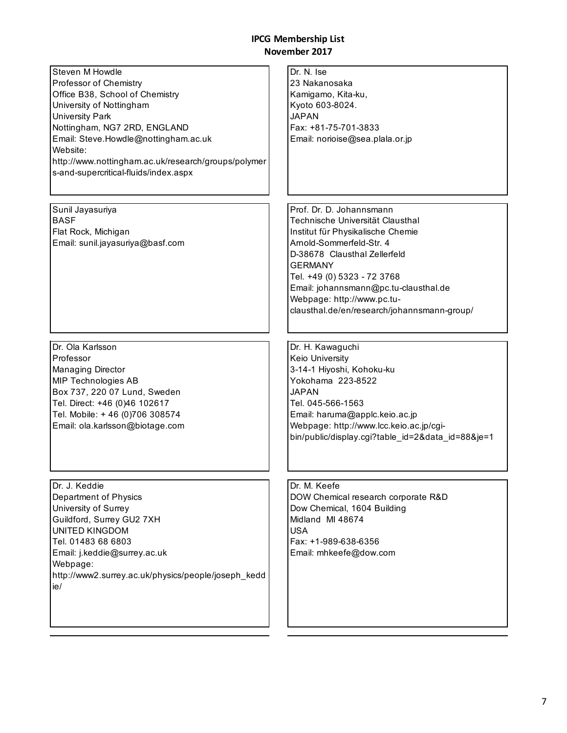# IPCG Membership List
## November 2017

Steven M Howdle
Professor of Chemistry
Office B38, School of Chemistry
University of Nottingham
University Park
Nottingham, NG7 2RD, ENGLAND
Email: Steve.Howdle@nottingham.ac.uk
Website:
http://www.nottingham.ac.uk/research/groups/polymers-and-supercritical-fluids/index.aspx

Dr. N. Ise
23 Nakanosaka
Kamigamo, Kita-ku,
Kyoto 603-8024.
JAPAN
Fax: +81-75-701-3833
Email: norioise@sea.plala.or.jp

Sunil Jayasuriya
BASF
Flat Rock, Michigan
Email: sunil.jayasuriya@basf.com

Prof. Dr. D. Johannsmann
Technische Universität Clausthal
Institut für Physikalische Chemie
Arnold-Sommerfeld-Str. 4
D-38678 Clausthal Zellerfeld
GERMANY
Tel. +49 (0) 5323 - 72 3768
Email: johannsmann@pc.tu-clausthal.de
Webpage: http://www.pc.tu-clausthal.de/en/research/johannsmann-group/

Dr. Ola Karlsson
Professor
Managing Director
MIP Technologies AB
Box 737, 220 07 Lund, Sweden
Tel. Direct: +46 (0)46 102617
Tel. Mobile: + 46 (0)706 308574
Email: ola.karlsson@biotage.com

Dr. H. Kawaguchi
Keio University
3-14-1 Hiyoshi, Kohoku-ku
Yokohama 223-8522
JAPAN
Tel. 045-566-1563
Email: haruma@applc.keio.ac.jp
Webpage: http://www.lcc.keio.ac.jp/cgi-bin/public/display.cgi?table_id=2&data_id=88&je=1

Dr. J. Keddie
Department of Physics
University of Surrey
Guildford, Surrey GU2 7XH
UNITED KINGDOM
Tel. 01483 68 6803
Email: j.keddie@surrey.ac.uk
Webpage:
http://www2.surrey.ac.uk/physics/people/joseph_keddie/

Dr. M. Keefe
DOW Chemical research corporate R&D
Dow Chemical, 1604 Building
Midland MI 48674
USA
Fax: +1-989-638-6356
Email: mhkeefe@dow.com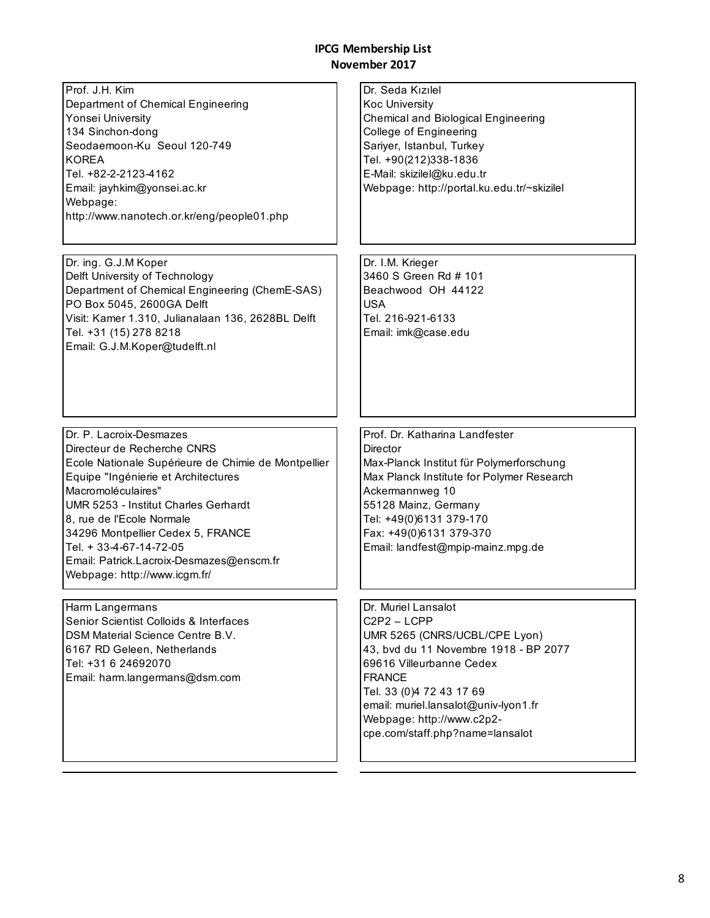**IPCG Membership List**
**November 2017**

Prof. J.H. Kim
Department of Chemical Engineering
Yonsei University
134 Sinchon-dong
Seodaemoon-Ku Seoul 120-749
KOREA
Tel. +82-2-2123-4162
Email: jayhkim@yonsei.ac.kr
Webpage:
http://www.nanotech.or.kr/eng/people01.php

Dr. Seda Kızılel
Koc University
Chemical and Biological Engineering
College of Engineering
Sariyer, Istanbul, Turkey
Tel. +90(212)338-1836
E-Mail: skizilel@ku.edu.tr
Webpage: http://portal.ku.edu.tr/~skizilel

Dr. ing. G.J.M Koper
Delft University of Technology
Department of Chemical Engineering (ChemE-SAS)
PO Box 5045, 2600GA Delft
Visit: Kamer 1.310, Julianalaan 136, 2628BL Delft
Tel. +31 (15) 278 8218
Email: G.J.M.Koper@tudelft.nl

Dr. I.M. Krieger
3460 S Green Rd # 101
Beachwood OH 44122
USA
Tel. 216-921-6133
Email: imk@case.edu

Dr. P. Lacroix-Desmazes
Directeur de Recherche CNRS
Ecole Nationale Supérieure de Chimie de Montpellier
Equipe "Ingénierie et Architectures Macromoléculaires"
UMR 5253 - Institut Charles Gerhardt
8, rue de l'Ecole Normale
34296 Montpellier Cedex 5, FRANCE
Tel. + 33-4-67-14-72-05
Email: Patrick.Lacroix-Desmazes@enscm.fr
Webpage: http://www.icgm.fr/

Prof. Dr. Katharina Landfester
Director
Max-Planck Institut für Polymerforschung
Max Planck Institute for Polymer Research
Ackermannweg 10
55128 Mainz, Germany
Tel: +49(0)6131 379-170
Fax: +49(0)6131 379-370
Email: landfest@mpip-mainz.mpg.de

Harm Langermans
Senior Scientist Colloids & Interfaces
DSM Material Science Centre B.V.
6167 RD Geleen, Netherlands
Tel: +31 6 24692070
Email: harm.langermans@dsm.com

Dr. Muriel Lansalot
C2P2 – LCPP
UMR 5265 (CNRS/UCBL/CPE Lyon)
43, bvd du 11 Novembre 1918 - BP 2077
69616 Villeurbanne Cedex
FRANCE
Tel. 33 (0)4 72 43 17 69
email: muriel.lansalot@univ-lyon1.fr
Webpage: http://www.c2p2-cpe.com/staff.php?name=lansalot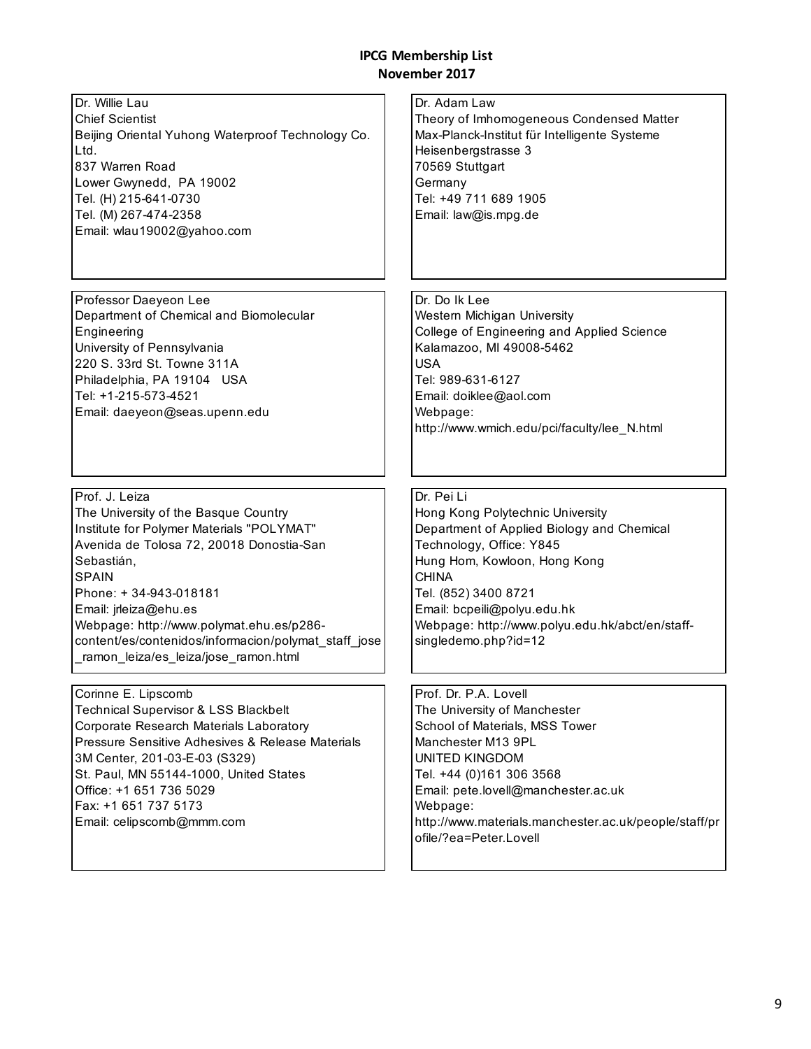**IPCG Membership List**
**November 2017**

Dr. Willie Lau
Chief Scientist
Beijing Oriental Yuhong Waterproof Technology Co. Ltd.
837 Warren Road
Lower Gwynedd, PA 19002
Tel. (H) 215-641-0730
Tel. (M) 267-474-2358
Email: wlau19002@yahoo.com

Dr. Adam Law
Theory of Imhomogeneous Condensed Matter
Max-Planck-Institut für Intelligente Systeme
Heisenbergstrasse 3
70569 Stuttgart
Germany
Tel: +49 711 689 1905
Email: law@is.mpg.de

Professor Daeyeon Lee
Department of Chemical and Biomolecular Engineering
University of Pennsylvania
220 S. 33rd St. Towne 311A
Philadelphia, PA 19104 USA
Tel: +1-215-573-4521
Email: daeyeon@seas.upenn.edu

Dr. Do Ik Lee
Western Michigan University
College of Engineering and Applied Science
Kalamazoo, MI 49008-5462
USA
Tel: 989-631-6127
Email: doiklee@aol.com
Webpage: http://www.wmich.edu/pci/faculty/lee_N.html

Prof. J. Leiza
The University of the Basque Country
Institute for Polymer Materials "POLYMAT"
Avenida de Tolosa 72, 20018 Donostia-San Sebastián,
SPAIN
Phone: + 34-943-018181
Email: jrleiza@ehu.es
Webpage: http://www.polymat.ehu.es/p286-content/es/contenidos/informacion/polymat_staff_jose_ramon_leiza/es_leiza/jose_ramon.html

Dr. Pei Li
Hong Kong Polytechnic University
Department of Applied Biology and Chemical Technology, Office: Y845
Hung Hom, Kowloon, Hong Kong
CHINA
Tel. (852) 3400 8721
Email: bcpeili@polyu.edu.hk
Webpage: http://www.polyu.edu.hk/abct/en/staff-singledemo.php?id=12

Corinne E. Lipscomb
Technical Supervisor & LSS Blackbelt
Corporate Research Materials Laboratory
Pressure Sensitive Adhesives & Release Materials
3M Center, 201-03-E-03 (S329)
St. Paul, MN 55144-1000, United States
Office: +1 651 736 5029
Fax: +1 651 737 5173
Email: celipscomb@mmm.com

Prof. Dr. P.A. Lovell
The University of Manchester
School of Materials, MSS Tower
Manchester M13 9PL
UNITED KINGDOM
Tel. +44 (0)161 306 3568
Email: pete.lovell@manchester.ac.uk
Webpage: http://www.materials.manchester.ac.uk/people/staff/profile/?ea=Peter.Lovell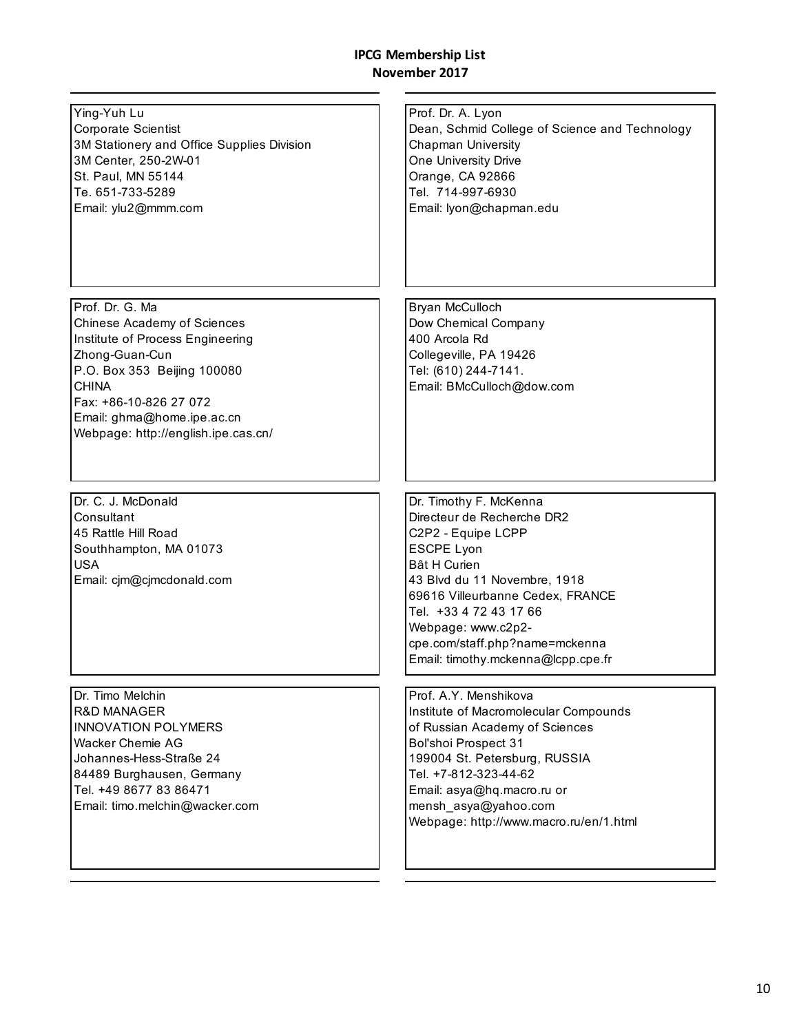**IPCG Membership List**
**November 2017**

Ying-Yuh Lu
Corporate Scientist
3M Stationery and Office Supplies Division
3M Center, 250-2W-01
St. Paul, MN 55144
Te. 651-733-5289
Email: ylu2@mmm.com

Prof. Dr. A. Lyon
Dean, Schmid College of Science and Technology
Chapman University
One University Drive
Orange, CA 92866
Tel. 714-997-6930
Email: lyon@chapman.edu

Prof. Dr. G. Ma
Chinese Academy of Sciences
Institute of Process Engineering
Zhong-Guan-Cun
P.O. Box 353 Beijing 100080
CHINA
Fax: +86-10-826 27 072
Email: ghma@home.ipe.ac.cn
Webpage: http://english.ipe.cas.cn/

Bryan McCulloch
Dow Chemical Company
400 Arcola Rd
Collegeville, PA 19426
Tel: (610) 244-7141.
Email: BMcCulloch@dow.com

Dr. C. J. McDonald
Consultant
45 Rattle Hill Road
Southhampton, MA 01073
USA
Email: cjm@cjmcdonald.com

Dr. Timothy F. McKenna
Directeur de Recherche DR2
C2P2 - Equipe LCPP
ESCPE Lyon
Bât H Curien
43 Blvd du 11 Novembre, 1918
69616 Villeurbanne Cedex, FRANCE
Tel. +33 4 72 43 17 66
Webpage: www.c2p2-cpe.com/staff.php?name=mckenna
Email: timothy.mckenna@lcpp.cpe.fr

Dr. Timo Melchin
R&D MANAGER
INNOVATION POLYMERS
Wacker Chemie AG
Johannes-Hess-Straße 24
84489 Burghausen, Germany
Tel. +49 8677 83 86471
Email: timo.melchin@wacker.com

Prof. A.Y. Menshikova
Institute of Macromolecular Compounds
of Russian Academy of Sciences
Bol'shoi Prospect 31
199004 St. Petersburg, RUSSIA
Tel. +7-812-323-44-62
Email: asya@hq.macro.ru or
mensh_asya@yahoo.com
Webpage: http://www.macro.ru/en/1.html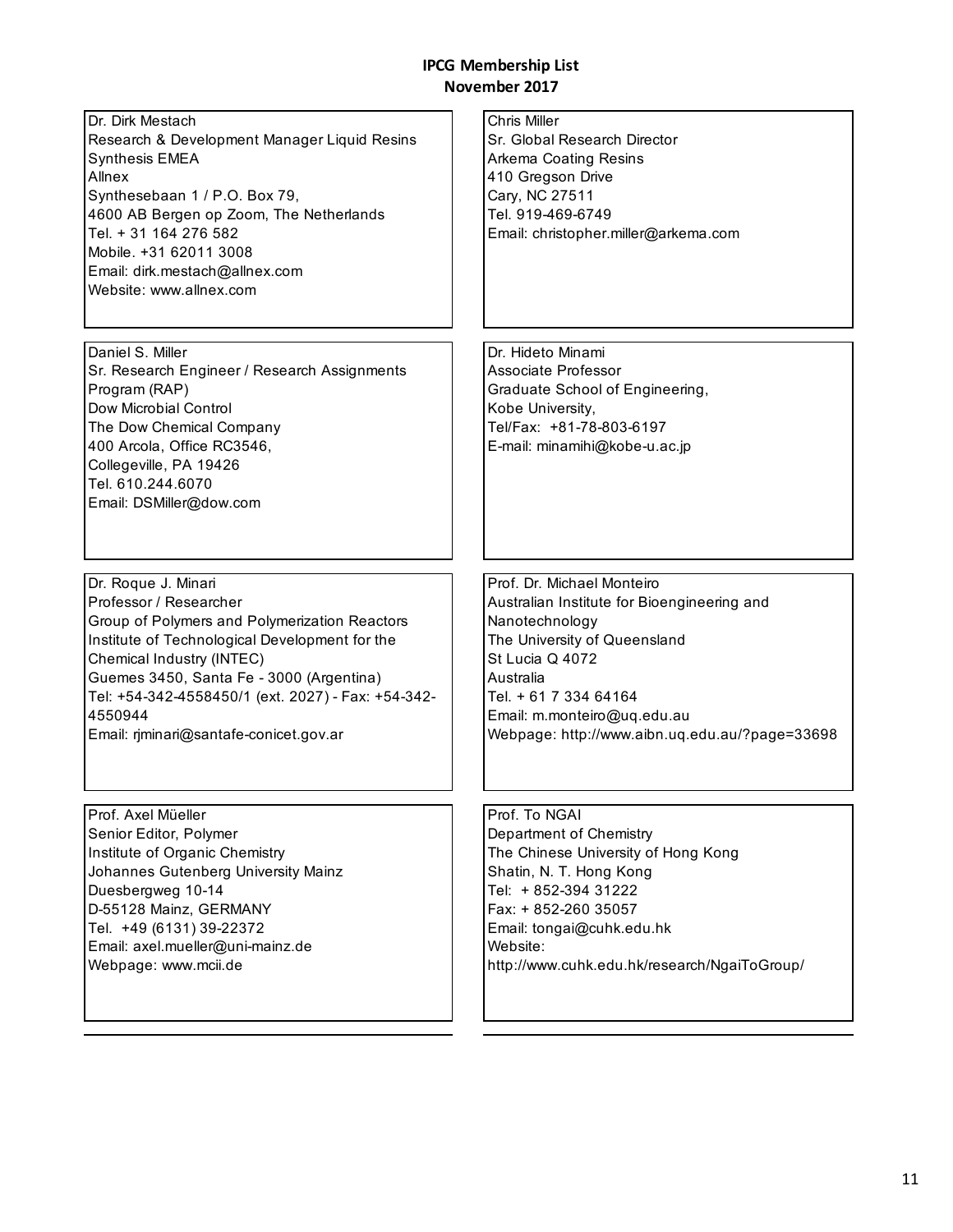**IPCG Membership List**
**November 2017**

Dr. Dirk Mestach
Research & Development Manager Liquid Resins Synthesis EMEA
Allnex
Synthesebaan 1 / P.O. Box 79,
4600 AB Bergen op Zoom, The Netherlands
Tel. + 31 164 276 582
Mobile. +31 62011 3008
Email: dirk.mestach@allnex.com
Website: www.allnex.com

Chris Miller
Sr. Global Research Director
Arkema Coating Resins
410 Gregson Drive
Cary, NC 27511
Tel. 919-469-6749
Email: christopher.miller@arkema.com

Daniel S. Miller
Sr. Research Engineer / Research Assignments Program (RAP)
Dow Microbial Control
The Dow Chemical Company
400 Arcola, Office RC3546,
Collegeville, PA 19426
Tel. 610.244.6070
Email: DSMiller@dow.com

Dr. Hideto Minami
Associate Professor
Graduate School of Engineering,
Kobe University,
Tel/Fax: +81-78-803-6197
E-mail: minamihi@kobe-u.ac.jp

Dr. Roque J. Minari
Professor / Researcher
Group of Polymers and Polymerization Reactors
Institute of Technological Development for the Chemical Industry (INTEC)
Guemes 3450, Santa Fe - 3000 (Argentina)
Tel: +54-342-4558450/1 (ext. 2027) - Fax: +54-342-4550944
Email: rjminari@santafe-conicet.gov.ar

Prof. Dr. Michael Monteiro
Australian Institute for Bioengineering and Nanotechnology
The University of Queensland
St Lucia Q 4072
Australia
Tel. + 61 7 334 64164
Email: m.monteiro@uq.edu.au
Webpage: http://www.aibn.uq.edu.au/?page=33698

Prof. Axel Müeller
Senior Editor, Polymer
Institute of Organic Chemistry
Johannes Gutenberg University Mainz
Duesbergweg 10-14
D-55128 Mainz, GERMANY
Tel. +49 (6131) 39-22372
Email: axel.mueller@uni-mainz.de
Webpage: www.mcii.de

Prof. To NGAI
Department of Chemistry
The Chinese University of Hong Kong
Shatin, N. T. Hong Kong
Tel: + 852-394 31222
Fax: + 852-260 35057
Email: tongai@cuhk.edu.hk
Website:
http://www.cuhk.edu.hk/research/NgaiToGroup/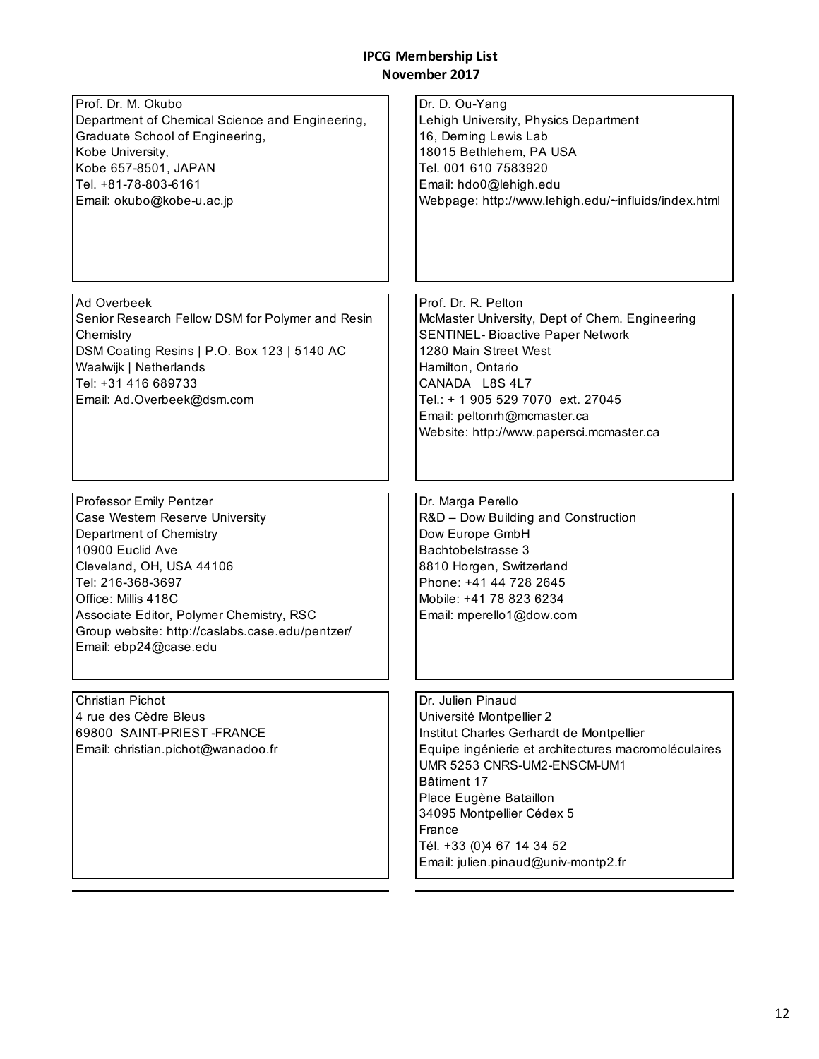**IPCG Membership List**
**November 2017**

Prof. Dr. M. Okubo
Department of Chemical Science and Engineering,
Graduate School of Engineering,
Kobe University,
Kobe 657-8501, JAPAN
Tel. +81-78-803-6161
Email: okubo@kobe-u.ac.jp

Dr. D. Ou-Yang
Lehigh University, Physics Department
16, Deming Lewis Lab
18015 Bethlehem, PA USA
Tel. 001 610 7583920
Email: hdo0@lehigh.edu
Webpage: http://www.lehigh.edu/~influids/index.html

Ad Overbeek
Senior Research Fellow DSM for Polymer and Resin Chemistry
DSM Coating Resins | P.O. Box 123 | 5140 AC Waalwijk | Netherlands
Tel: +31 416 689733
Email: Ad.Overbeek@dsm.com

Prof. Dr. R. Pelton
McMaster University, Dept of Chem. Engineering
SENTINEL- Bioactive Paper Network
1280 Main Street West
Hamilton, Ontario
CANADA L8S 4L7
Tel.: + 1 905 529 7070 ext. 27045
Email: peltonrh@mcmaster.ca
Website: http://www.papersci.mcmaster.ca

Professor Emily Pentzer
Case Western Reserve University
Department of Chemistry
10900 Euclid Ave
Cleveland, OH, USA 44106
Tel: 216-368-3697
Office: Millis 418C
Associate Editor, Polymer Chemistry, RSC
Group website: http://caslabs.case.edu/pentzer/
Email: ebp24@case.edu

Dr. Marga Perello
R&D – Dow Building and Construction
Dow Europe GmbH
Bachtobelstrasse 3
8810 Horgen, Switzerland
Phone: +41 44 728 2645
Mobile: +41 78 823 6234
Email: mperello1@dow.com

Christian Pichot
4 rue des Cèdre Bleus
69800 SAINT-PRIEST -FRANCE
Email: christian.pichot@wanadoo.fr

Dr. Julien Pinaud
Université Montpellier 2
Institut Charles Gerhardt de Montpellier
Equipe ingénierie et architectures macromoléculaires
UMR 5253 CNRS-UM2-ENSCM-UM1
Bâtiment 17
Place Eugène Bataillon
34095 Montpellier Cédex 5
France
Tél. +33 (0)4 67 14 34 52
Email: julien.pinaud@univ-montp2.fr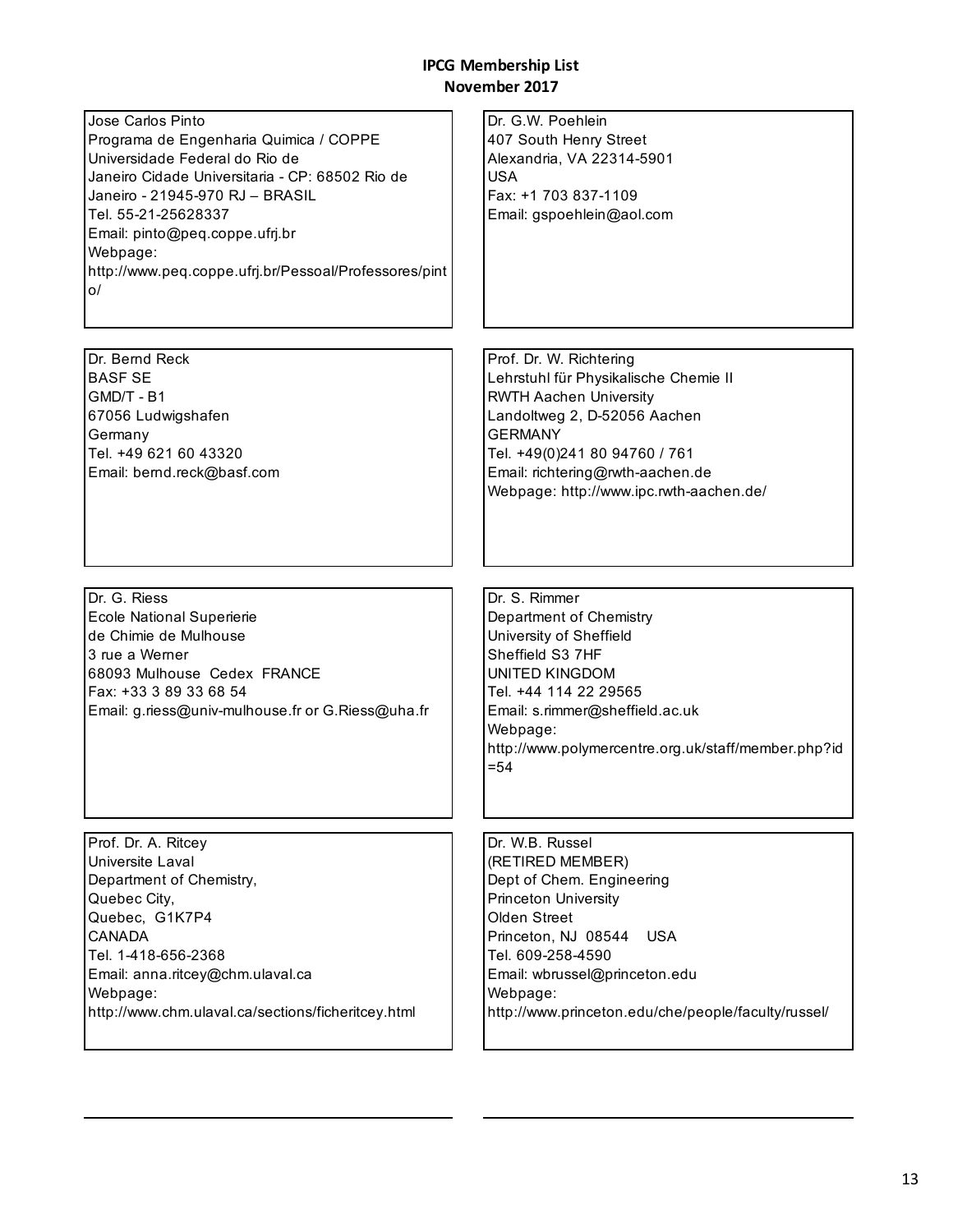**IPCG Membership List**
**November 2017**

Jose Carlos Pinto
Programa de Engenharia Quimica / COPPE
Universidade Federal do Rio de
Janeiro Cidade Universitaria - CP: 68502 Rio de
Janeiro - 21945-970 RJ – BRASIL
Tel. 55-21-25628337
Email: pinto@peq.coppe.ufrj.br
Webpage:
http://www.peq.coppe.ufrj.br/Pessoal/Professores/pinto/

Dr. G.W. Poehlein
407 South Henry Street
Alexandria, VA 22314-5901
USA
Fax: +1 703 837-1109
Email: gspoehlein@aol.com

Dr. Bernd Reck
BASF SE
GMD/T - B1
67056 Ludwigshafen
Germany
Tel. +49 621 60 43320
Email: bernd.reck@basf.com

Prof. Dr. W. Richtering
Lehrstuhl für Physikalische Chemie II
RWTH Aachen University
Landoltweg 2, D-52056 Aachen
GERMANY
Tel. +49(0)241 80 94760 / 761
Email: richtering@rwth-aachen.de
Webpage: http://www.ipc.rwth-aachen.de/

Dr. G. Riess
Ecole National Superierie
de Chimie de Mulhouse
3 rue a Werner
68093 Mulhouse Cedex FRANCE
Fax: +33 3 89 33 68 54
Email: g.riess@univ-mulhouse.fr or G.Riess@uha.fr

Dr. S. Rimmer
Department of Chemistry
University of Sheffield
Sheffield S3 7HF
UNITED KINGDOM
Tel. +44 114 22 29565
Email: s.rimmer@sheffield.ac.uk
Webpage:
http://www.polymercentre.org.uk/staff/member.php?id=54

Prof. Dr. A. Ritcey
Universite Laval
Department of Chemistry,
Quebec City,
Quebec, G1K7P4
CANADA
Tel. 1-418-656-2368
Email: anna.ritcey@chm.ulaval.ca
Webpage:
http://www.chm.ulaval.ca/sections/ficheritcey.html

Dr. W.B. Russel
(RETIRED MEMBER)
Dept of Chem. Engineering
Princeton University
Olden Street
Princeton, NJ 08544 USA
Tel. 609-258-4590
Email: wbrussel@princeton.edu
Webpage:
http://www.princeton.edu/che/people/faculty/russel/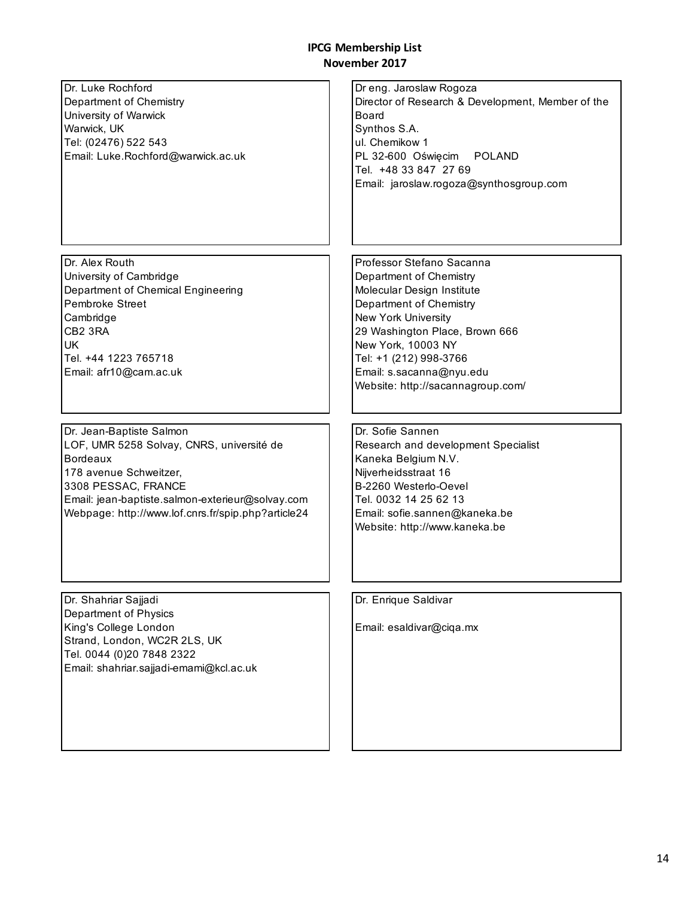**IPCG Membership List**
**November 2017**

Dr. Luke Rochford
Department of Chemistry
University of Warwick
Warwick, UK
Tel: (02476) 522 543
Email: Luke.Rochford@warwick.ac.uk

Dr eng. Jaroslaw Rogoza
Director of Research & Development, Member of the Board
Synthos S.A.
ul. Chemikow 1
PL 32-600 Oświęcim POLAND
Tel. +48 33 847 27 69
Email: jaroslaw.rogoza@synthosgroup.com

Dr. Alex Routh
University of Cambridge
Department of Chemical Engineering
Pembroke Street
Cambridge
CB2 3RA
UK
Tel. +44 1223 765718
Email: afr10@cam.ac.uk

Professor Stefano Sacanna
Department of Chemistry
Molecular Design Institute
Department of Chemistry
New York University
29 Washington Place, Brown 666
New York, 10003 NY
Tel: +1 (212) 998-3766
Email: s.sacanna@nyu.edu
Website: http://sacannagroup.com/

Dr. Jean-Baptiste Salmon
LOF, UMR 5258 Solvay, CNRS, université de Bordeaux
178 avenue Schweitzer,
3308 PESSAC, FRANCE
Email: jean-baptiste.salmon-exterieur@solvay.com
Webpage: http://www.lof.cnrs.fr/spip.php?article24

Dr. Sofie Sannen
Research and development Specialist
Kaneka Belgium N.V.
Nijverheidsstraat 16
B-2260 Westerlo-Oevel
Tel. 0032 14 25 62 13
Email: sofie.sannen@kaneka.be
Website: http://www.kaneka.be

Dr. Shahriar Sajjadi
Department of Physics
King's College London
Strand, London, WC2R 2LS, UK
Tel. 0044 (0)20 7848 2322
Email: shahriar.sajjadi-emami@kcl.ac.uk

Dr. Enrique Saldivar

Email: esaldivar@ciqa.mx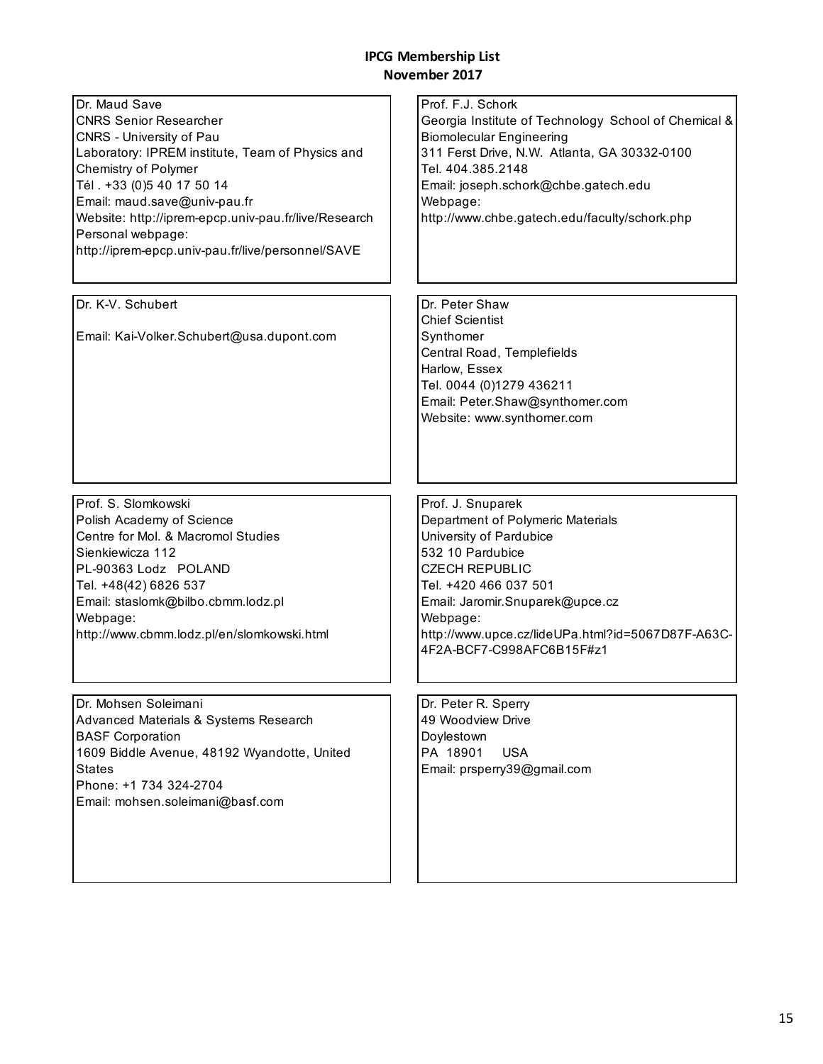**IPCG Membership List**
**November 2017**

Dr. Maud Save
CNRS Senior Researcher
CNRS - University of Pau
Laboratory: IPREM institute, Team of Physics and Chemistry of Polymer
Tél . +33 (0)5 40 17 50 14
Email: maud.save@univ-pau.fr
Website: http://iprem-epcp.univ-pau.fr/live/Research
Personal webpage:
http://iprem-epcp.univ-pau.fr/live/personnel/SAVE

Prof. F.J. Schork
Georgia Institute of Technology School of Chemical & Biomolecular Engineering
311 Ferst Drive, N.W. Atlanta, GA 30332-0100
Tel. 404.385.2148
Email: joseph.schork@chbe.gatech.edu
Webpage:
http://www.chbe.gatech.edu/faculty/schork.php

Dr. K-V. Schubert

Email: Kai-Volker.Schubert@usa.dupont.com

Dr. Peter Shaw
Chief Scientist
Synthomer
Central Road, Templefields
Harlow, Essex
Tel. 0044 (0)1279 436211
Email: Peter.Shaw@synthomer.com
Website: www.synthomer.com

Prof. S. Slomkowski
Polish Academy of Science
Centre for Mol. & Macromol Studies
Sienkiewicza 112
PL-90363 Lodz POLAND
Tel. +48(42) 6826 537
Email: staslomk@bilbo.cbmm.lodz.pl
Webpage:
http://www.cbmm.lodz.pl/en/slomkowski.html

Prof. J. Snuparek
Department of Polymeric Materials
University of Pardubice
532 10 Pardubice
CZECH REPUBLIC
Tel. +420 466 037 501
Email: Jaromir.Snuparek@upce.cz
Webpage:
http://www.upce.cz/lideUPa.html?id=5067D87F-A63C-4F2A-BCF7-C998AFC6B15F#z1

Dr. Mohsen Soleimani
Advanced Materials & Systems Research
BASF Corporation
1609 Biddle Avenue, 48192 Wyandotte, United States
Phone: +1 734 324-2704
Email: mohsen.soleimani@basf.com

Dr. Peter R. Sperry
49 Woodview Drive
Doylestown
PA 18901 USA
Email: prsperry39@gmail.com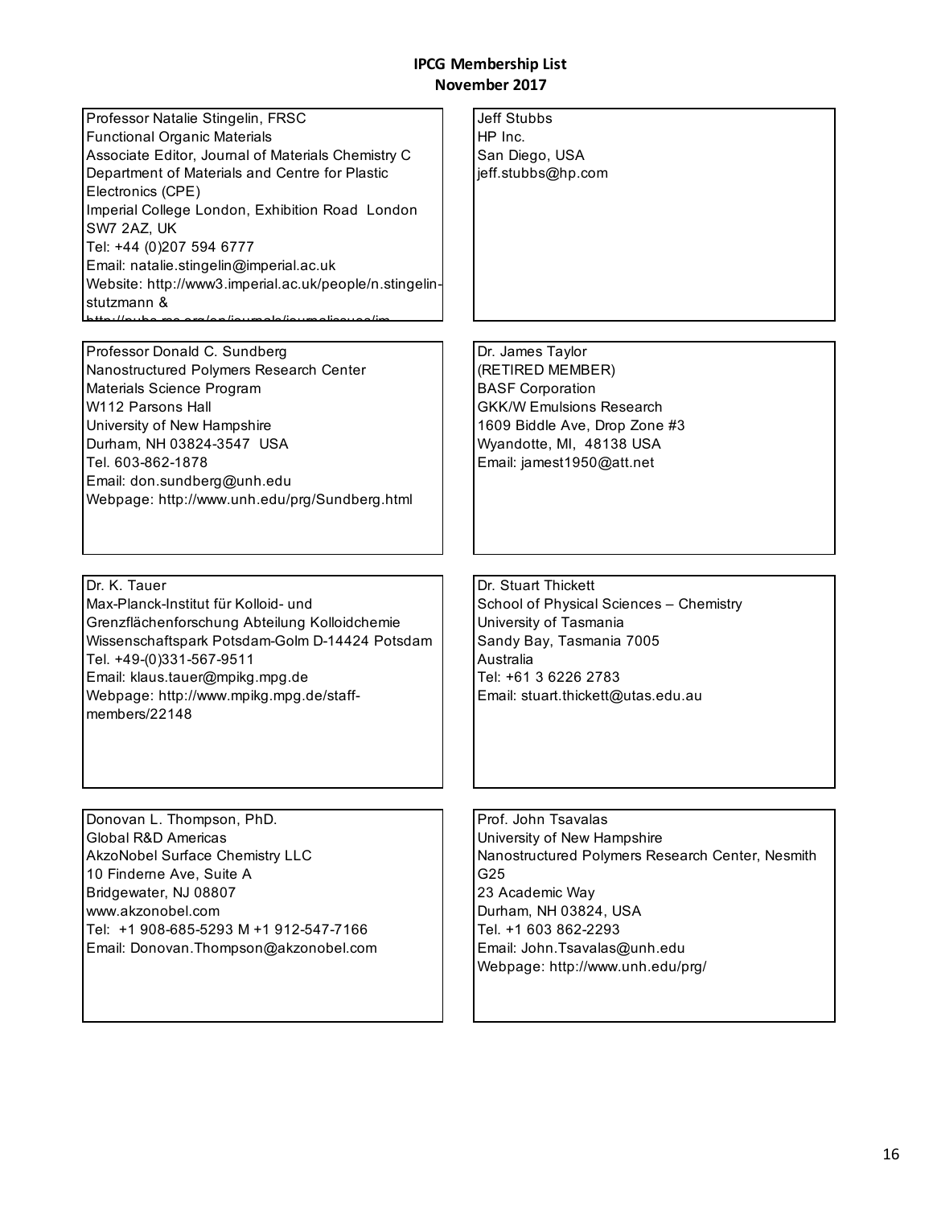**IPCG Membership List**
**November 2017**

Professor Natalie Stingelin, FRSC
Functional Organic Materials
Associate Editor, Journal of Materials Chemistry C
Department of Materials and Centre for Plastic Electronics (CPE)
Imperial College London, Exhibition Road London SW7 2AZ, UK
Tel: +44 (0)207 594 6777
Email: natalie.stingelin@imperial.ac.uk
Website: http://www3.imperial.ac.uk/people/n.stingelin-stutzmann &

Jeff Stubbs
HP Inc.
San Diego, USA
jeff.stubbs@hp.com

Professor Donald C. Sundberg
Nanostructured Polymers Research Center
Materials Science Program
W112 Parsons Hall
University of New Hampshire
Durham, NH 03824-3547 USA
Tel. 603-862-1878
Email: don.sundberg@unh.edu
Webpage: http://www.unh.edu/prg/Sundberg.html

Dr. James Taylor
(RETIRED MEMBER)
BASF Corporation
GKK/W Emulsions Research
1609 Biddle Ave, Drop Zone #3
Wyandotte, MI, 48138 USA
Email: jamest1950@att.net

Dr. K. Tauer
Max-Planck-Institut für Kolloid- und Grenzflächenforschung Abteilung Kolloidchemie
Wissenschaftspark Potsdam-Golm D-14424 Potsdam
Tel. +49-(0)331-567-9511
Email: klaus.tauer@mpikg.mpg.de
Webpage: http://www.mpikg.mpg.de/staff-members/22148

Dr. Stuart Thickett
School of Physical Sciences – Chemistry
University of Tasmania
Sandy Bay, Tasmania 7005
Australia
Tel: +61 3 6226 2783
Email: stuart.thickett@utas.edu.au

Donovan L. Thompson, PhD.
Global R&D Americas
AkzoNobel Surface Chemistry LLC
10 Finderne Ave, Suite A
Bridgewater, NJ 08807
www.akzonobel.com
Tel: +1 908-685-5293 M +1 912-547-7166
Email: Donovan.Thompson@akzonobel.com

Prof. John Tsavalas
University of New Hampshire
Nanostructured Polymers Research Center, Nesmith G25
23 Academic Way
Durham, NH 03824, USA
Tel. +1 603 862-2293
Email: John.Tsavalas@unh.edu
Webpage: http://www.unh.edu/prg/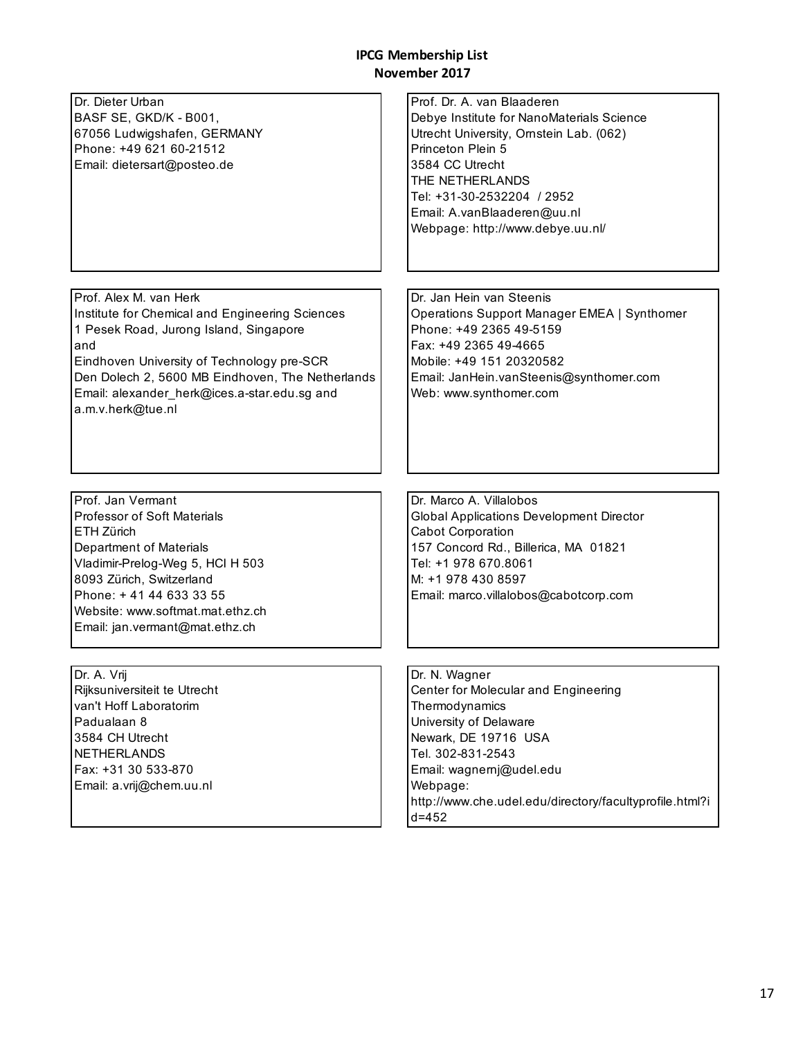**IPCG Membership List**
**November 2017**

Dr. Dieter Urban
BASF SE, GKD/K - B001,
67056 Ludwigshafen, GERMANY
Phone: +49 621 60-21512
Email: dietersart@posteo.de

Prof. Dr. A. van Blaaderen
Debye Institute for NanoMaterials Science
Utrecht University, Ornstein Lab. (062)
Princeton Plein 5
3584 CC Utrecht
THE NETHERLANDS
Tel: +31-30-2532204 / 2952
Email: A.vanBlaaderen@uu.nl
Webpage: http://www.debye.uu.nl/

Prof. Alex M. van Herk
Institute for Chemical and Engineering Sciences
1 Pesek Road, Jurong Island, Singapore
and
Eindhoven University of Technology pre-SCR
Den Dolech 2, 5600 MB Eindhoven, The Netherlands
Email: alexander_herk@ices.a-star.edu.sg and a.m.v.herk@tue.nl

Dr. Jan Hein van Steenis
Operations Support Manager EMEA | Synthomer
Phone: +49 2365 49-5159
Fax: +49 2365 49-4665
Mobile: +49 151 20320582
Email: JanHein.vanSteenis@synthomer.com
Web: www.synthomer.com

Prof. Jan Vermant
Professor of Soft Materials
ETH Zürich
Department of Materials
Vladimir-Prelog-Weg 5, HCI H 503
8093 Zürich, Switzerland
Phone: + 41 44 633 33 55
Website: www.softmat.mat.ethz.ch
Email: jan.vermant@mat.ethz.ch

Dr. Marco A. Villalobos
Global Applications Development Director
Cabot Corporation
157 Concord Rd., Billerica, MA 01821
Tel: +1 978 670.8061
M: +1 978 430 8597
Email: marco.villalobos@cabotcorp.com

Dr. A. Vrij
Rijksuniversiteit te Utrecht
van't Hoff Laboratorim
Padualaan 8
3584 CH Utrecht
NETHERLANDS
Fax: +31 30 533-870
Email: a.vrij@chem.uu.nl

Dr. N. Wagner
Center for Molecular and Engineering Thermodynamics
University of Delaware
Newark, DE 19716 USA
Tel. 302-831-2543
Email: wagnernj@udel.edu
Webpage: http://www.che.udel.edu/directory/facultyprofile.html?id=452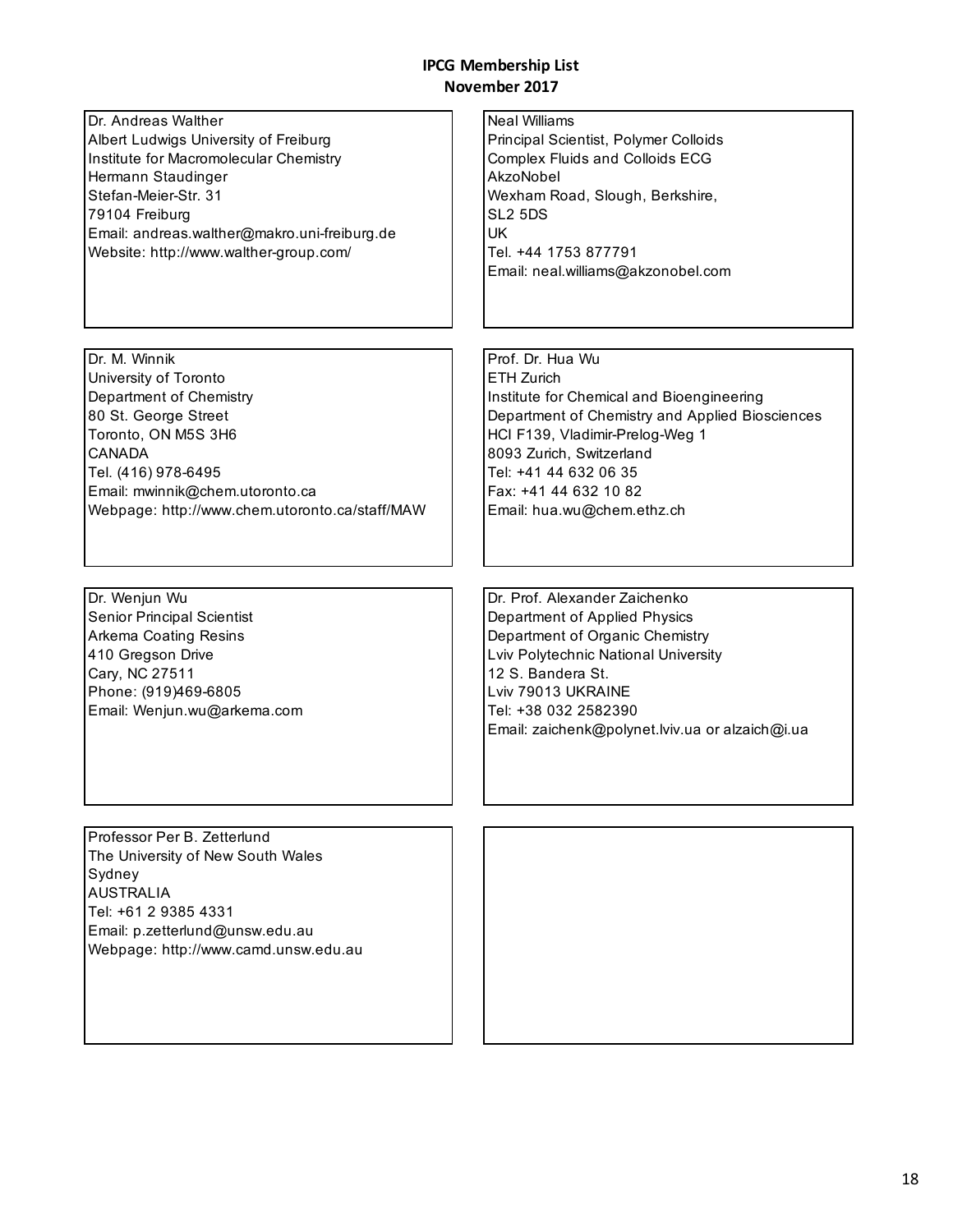**IPCG Membership List**
**November 2017**

Dr. Andreas Walther
Albert Ludwigs University of Freiburg
Institute for Macromolecular Chemistry
Hermann Staudinger
Stefan-Meier-Str. 31
79104 Freiburg
Email: andreas.walther@makro.uni-freiburg.de
Website: http://www.walther-group.com/

Neal Williams
Principal Scientist, Polymer Colloids
Complex Fluids and Colloids ECG
AkzoNobel
Wexham Road, Slough, Berkshire,
SL2 5DS
UK
Tel. +44 1753 877791
Email: neal.williams@akzonobel.com

Dr. M. Winnik
University of Toronto
Department of Chemistry
80 St. George Street
Toronto, ON M5S 3H6
CANADA
Tel. (416) 978-6495
Email: mwinnik@chem.utoronto.ca
Webpage: http://www.chem.utoronto.ca/staff/MAW

Prof. Dr. Hua Wu
ETH Zurich
Institute for Chemical and Bioengineering
Department of Chemistry and Applied Biosciences
HCI F139, Vladimir-Prelog-Weg 1
8093 Zurich, Switzerland
Tel: +41 44 632 06 35
Fax: +41 44 632 10 82
Email: hua.wu@chem.ethz.ch

Dr. Wenjun Wu
Senior Principal Scientist
Arkema Coating Resins
410 Gregson Drive
Cary, NC 27511
Phone: (919)469-6805
Email: Wenjun.wu@arkema.com

Dr. Prof. Alexander Zaichenko
Department of Applied Physics
Department of Organic Chemistry
Lviv Polytechnic National University
12 S. Bandera St.
Lviv 79013 UKRAINE
Tel: +38 032 2582390
Email: zaichenk@polynet.lviv.ua or alzaich@i.ua

Professor Per B. Zetterlund
The University of New South Wales
Sydney
AUSTRALIA
Tel: +61 2 9385 4331
Email: p.zetterlund@unsw.edu.au
Webpage: http://www.camd.unsw.edu.au